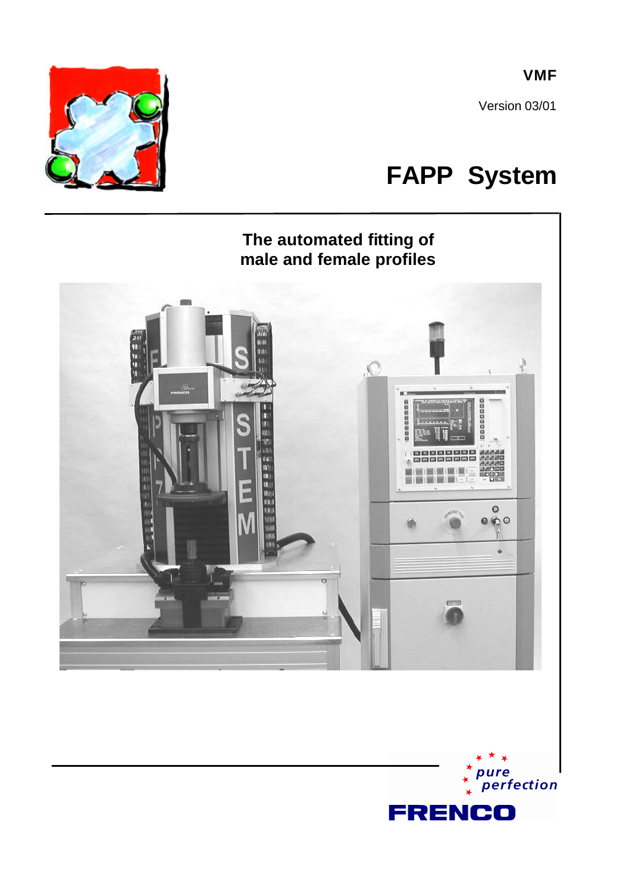VMF

Version 03/01

# FAPP System

## The automated fitting of male and female profiles

*pure perfection*

FRENCO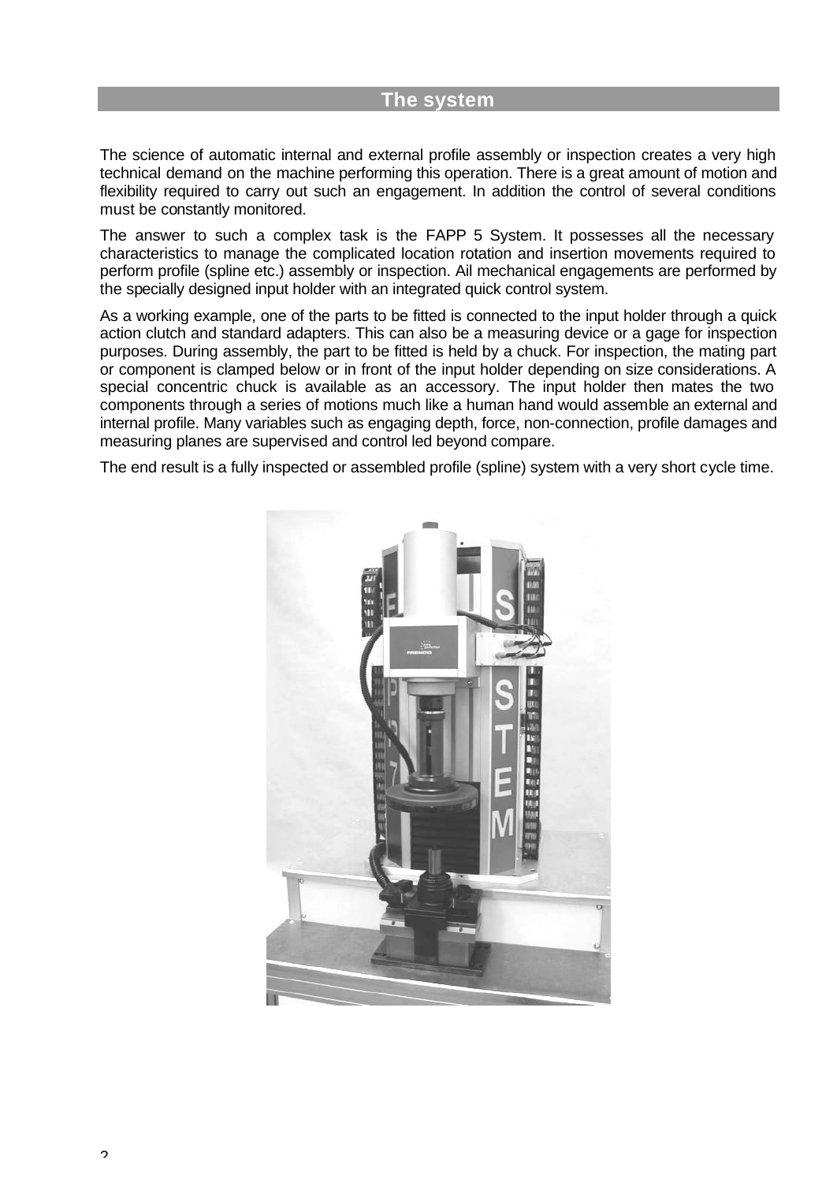## The system

The science of automatic internal and external profile assembly or inspection creates a very high technical demand on the machine performing this operation. There is a great amount of motion and flexibility required to carry out such an engagement. In addition the control of several conditions must be constantly monitored.

The answer to such a complex task is the FAPP 5 System. It possesses all the necessary characteristics to manage the complicated location rotation and insertion movements required to perform profile (spline etc.) assembly or inspection. Ail mechanical engagements are performed by the specially designed input holder with an integrated quick control system.

As a working example, one of the parts to be fitted is connected to the input holder through a quick action clutch and standard adapters. This can also be a measuring device or a gage for inspection purposes. During assembly, the part to be fitted is held by a chuck. For inspection, the mating part or component is clamped below or in front of the input holder depending on size considerations. A special concentric chuck is available as an accessory. The input holder then mates the two components through a series of motions much like a human hand would assemble an external and internal profile. Many variables such as engaging depth, force, non-connection, profile damages and measuring planes are supervised and control led beyond compare.

The end result is a fully inspected or assembled profile (spline) system with a very short cycle time.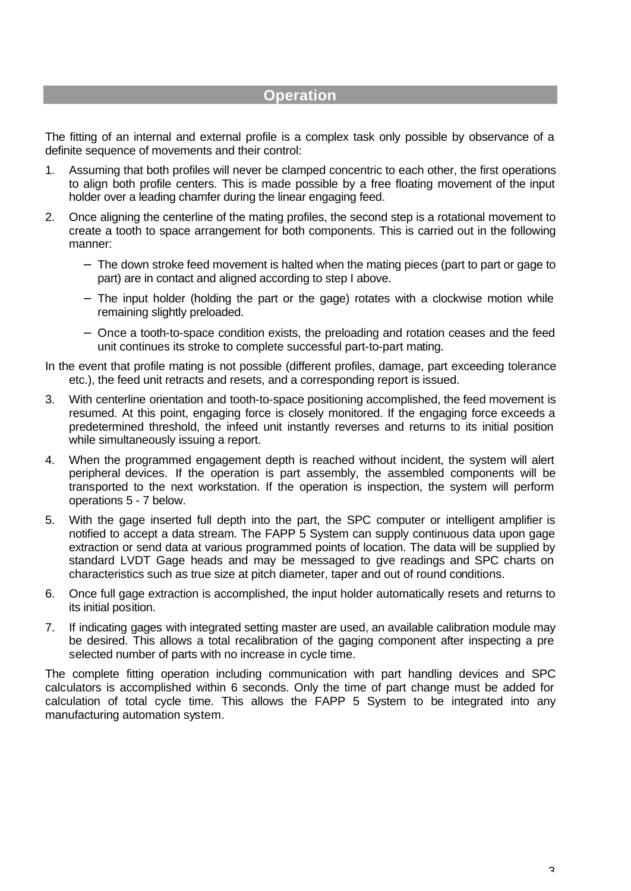## Operation

The fitting of an internal and external profile is a complex task only possible by observance of a definite sequence of movements and their control:

1. Assuming that both profiles will never be clamped concentric to each other, the first operations to align both profile centers. This is made possible by a free floating movement of the input holder over a leading chamfer during the linear engaging feed.

2. Once aligning the centerline of the mating profiles, the second step is a rotational movement to create a tooth to space arrangement for both components. This is carried out in the following manner:

   - The down stroke feed movement is halted when the mating pieces (part to part or gage to part) are in contact and aligned according to step I above.
   - The input holder (holding the part or the gage) rotates with a clockwise motion while remaining slightly preloaded.
   - Once a tooth-to-space condition exists, the preloading and rotation ceases and the feed unit continues its stroke to complete successful part-to-part mating.

In the event that profile mating is not possible (different profiles, damage, part exceeding tolerance etc.), the feed unit retracts and resets, and a corresponding report is issued.

3. With centerline orientation and tooth-to-space positioning accomplished, the feed movement is resumed. At this point, engaging force is closely monitored. If the engaging force exceeds a predetermined threshold, the infeed unit instantly reverses and returns to its initial position while simultaneously issuing a report.

4. When the programmed engagement depth is reached without incident, the system will alert peripheral devices. If the operation is part assembly, the assembled components will be transported to the next workstation. If the operation is inspection, the system will perform operations 5 - 7 below.

5. With the gage inserted full depth into the part, the SPC computer or intelligent amplifier is notified to accept a data stream. The FAPP 5 System can supply continuous data upon gage extraction or send data at various programmed points of location. The data will be supplied by standard LVDT Gage heads and may be messaged to give readings and SPC charts on characteristics such as true size at pitch diameter, taper and out of round conditions.

6. Once full gage extraction is accomplished, the input holder automatically resets and returns to its initial position.

7. If indicating gages with integrated setting master are used, an available calibration module may be desired. This allows a total recalibration of the gaging component after inspecting a pre selected number of parts with no increase in cycle time.

The complete fitting operation including communication with part handling devices and SPC calculators is accomplished within 6 seconds. Only the time of part change must be added for calculation of total cycle time. This allows the FAPP 5 System to be integrated into any manufacturing automation system.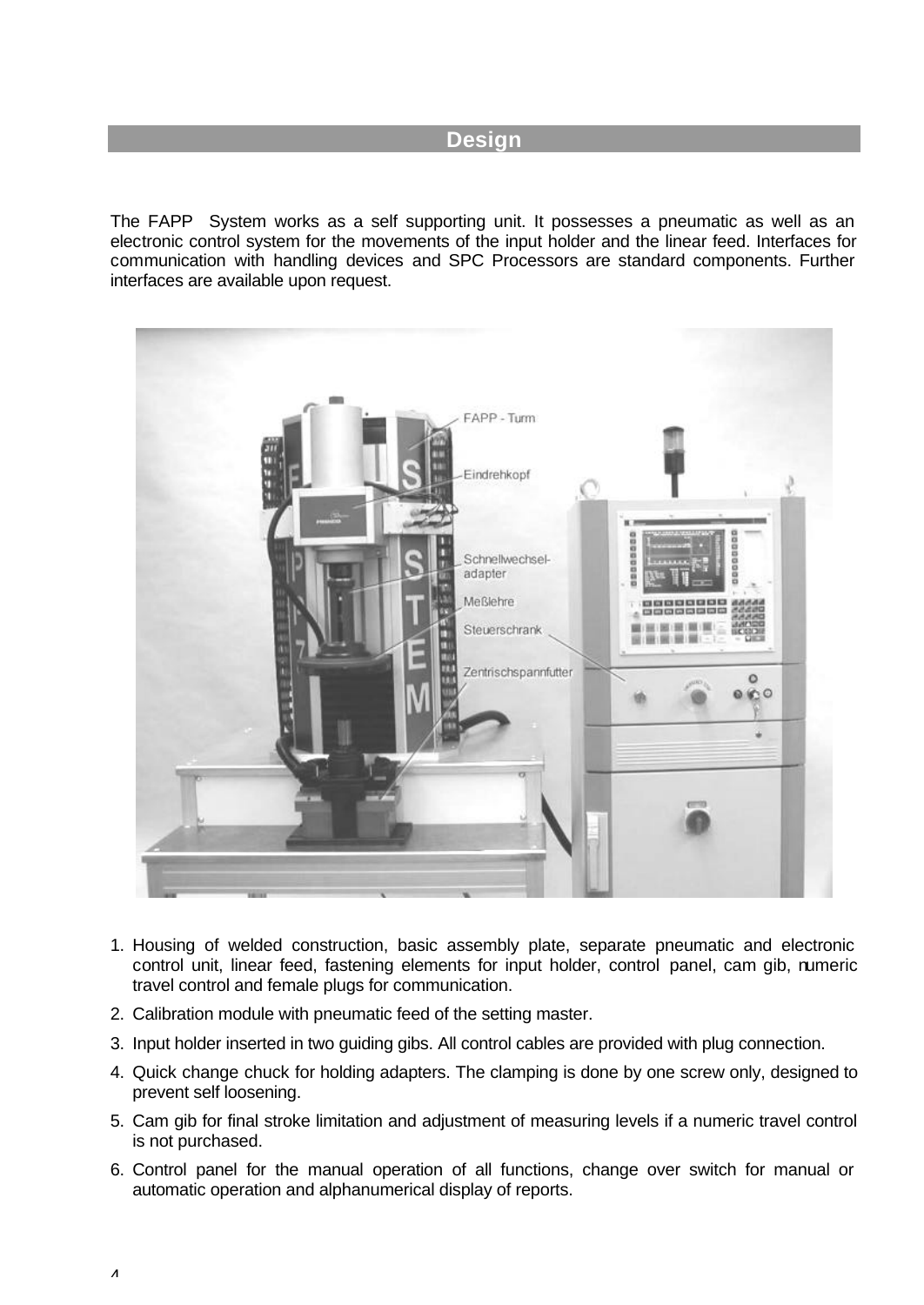## Design

The FAPP System works as a self supporting unit. It possesses a pneumatic as well as an electronic control system for the movements of the input holder and the linear feed. Interfaces for communication with handling devices and SPC Processors are standard components. Further interfaces are available upon request.

1. Housing of welded construction, basic assembly plate, separate pneumatic and electronic control unit, linear feed, fastening elements for input holder, control panel, cam gib, numeric travel control and female plugs for communication.
2. Calibration module with pneumatic feed of the setting master.
3. Input holder inserted in two guiding gibs. All control cables are provided with plug connection.
4. Quick change chuck for holding adapters. The clamping is done by one screw only, designed to prevent self loosening.
5. Cam gib for final stroke limitation and adjustment of measuring levels if a numeric travel control is not purchased.
6. Control panel for the manual operation of all functions, change over switch for manual or automatic operation and alphanumerical display of reports.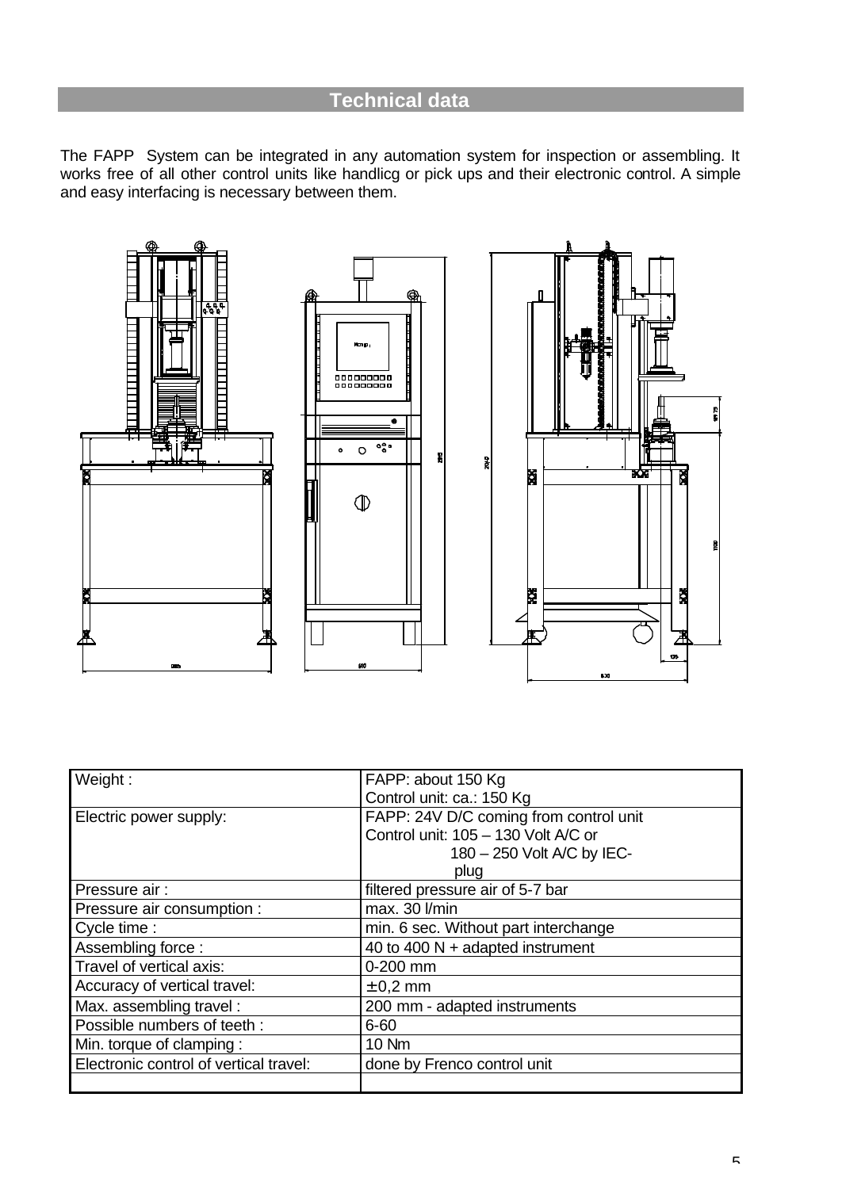## Technical data

The FAPP System can be integrated in any automation system for inspection or assembling. It works free of all other control units like handlicg or pick ups and their electronic control. A simple and easy interfacing is necessary between them.

| Weight : | FAPP: about 150 Kg<br>Control unit: ca.: 150 Kg |
|---|---|
| Electric power supply: | FAPP: 24V D/C coming from control unit<br>Control unit: 105 – 130 Volt A/C or<br>180 – 250 Volt A/C by IEC-plug |
| Pressure air : | filtered pressure air of 5-7 bar |
| Pressure air consumption : | max. 30 l/min |
| Cycle time : | min. 6 sec. Without part interchange |
| Assembling force : | 40 to 400 N + adapted instrument |
| Travel of vertical axis: | 0-200 mm |
| Accuracy of vertical travel: | ± 0,2 mm |
| Max. assembling travel : | 200 mm - adapted instruments |
| Possible numbers of teeth : | 6-60 |
| Min. torque of clamping : | 10 Nm |
| Electronic control of vertical travel: | done by Frenco control unit |
| | |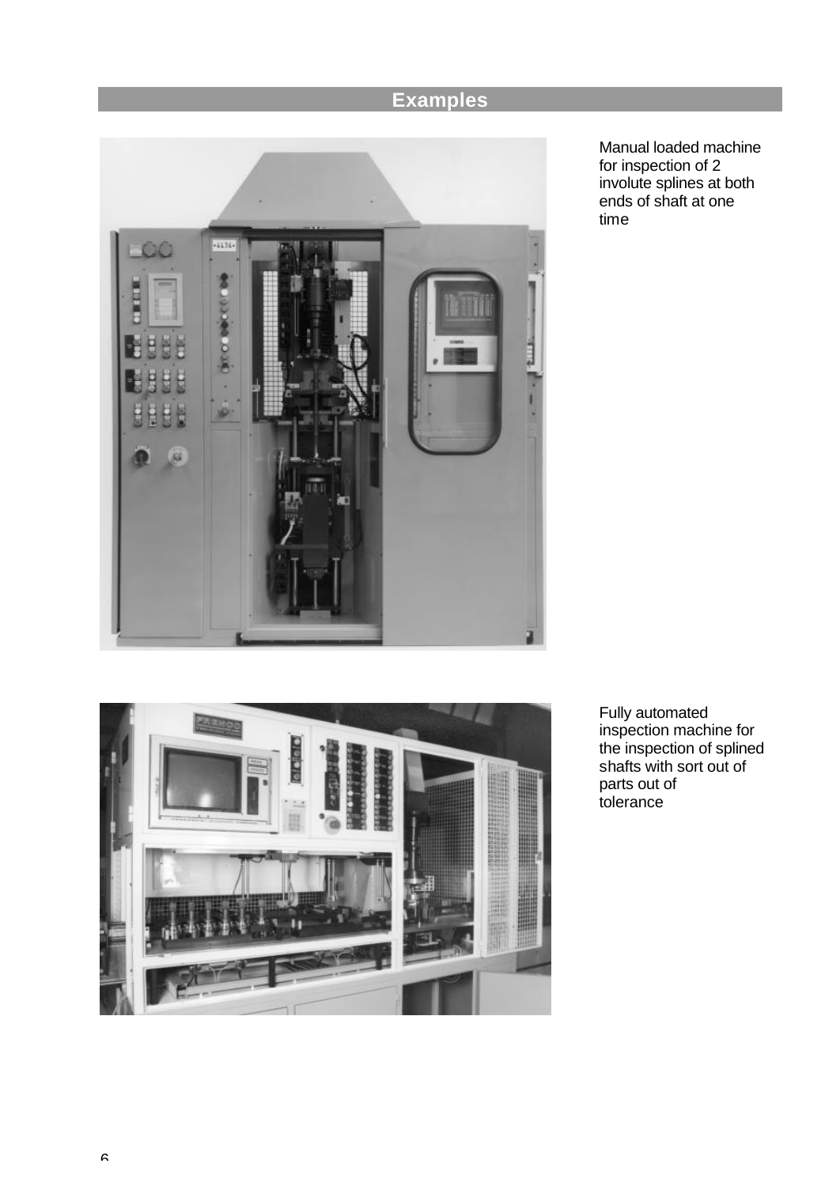# Examples

Manual loaded machine for inspection of 2 involute splines at both ends of shaft at one time

Fully automated inspection machine for the inspection of splined shafts with sort out of parts out of tolerance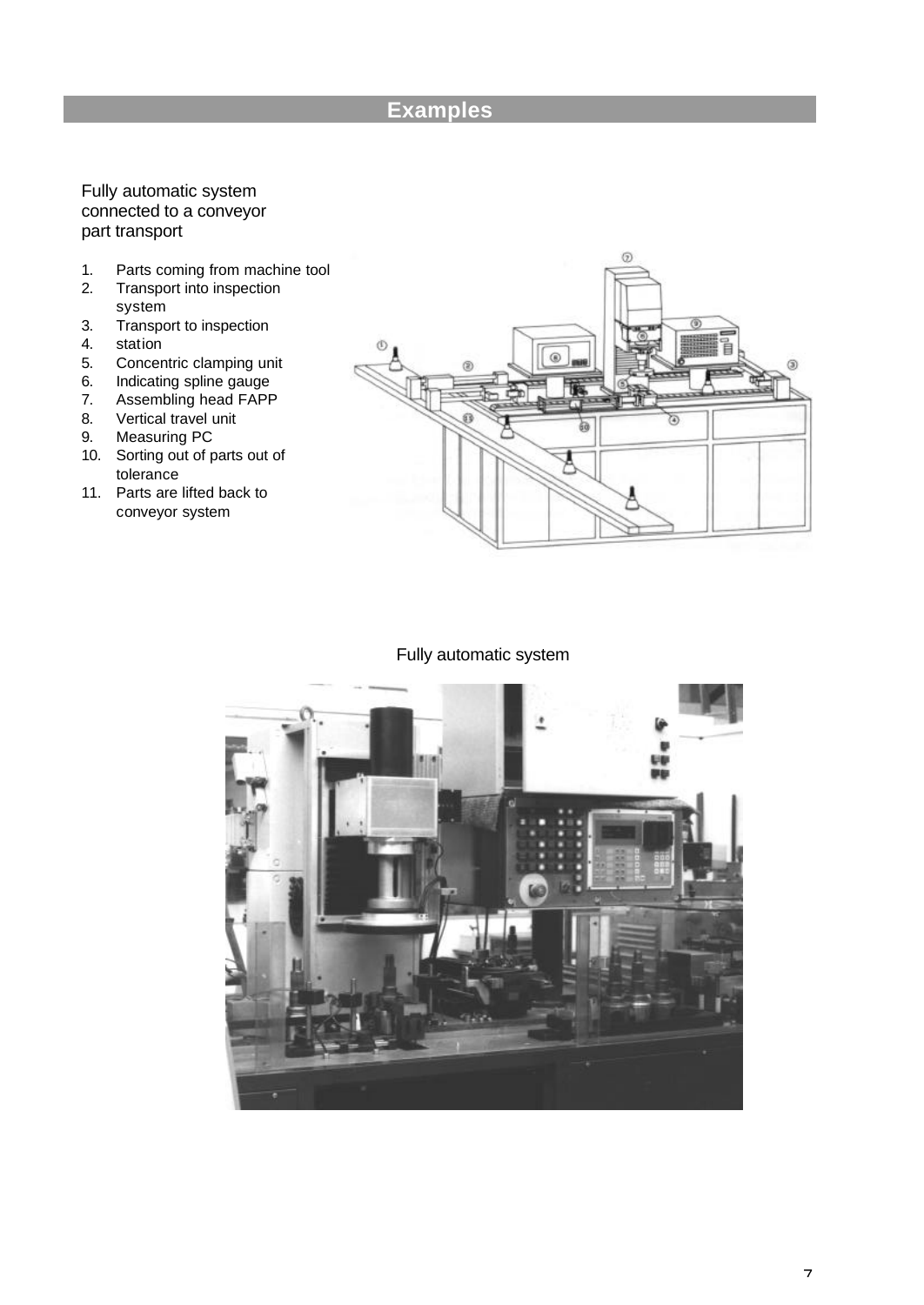## Examples

Fully automatic system connected to a conveyor part transport

1. Parts coming from machine tool
2. Transport into inspection system
3. Transport to inspection
4. station
5. Concentric clamping unit
6. Indicating spline gauge
7. Assembling head FAPP
8. Vertical travel unit
9. Measuring PC
10. Sorting out of parts out of tolerance
11. Parts are lifted back to conveyor system

Fully automatic system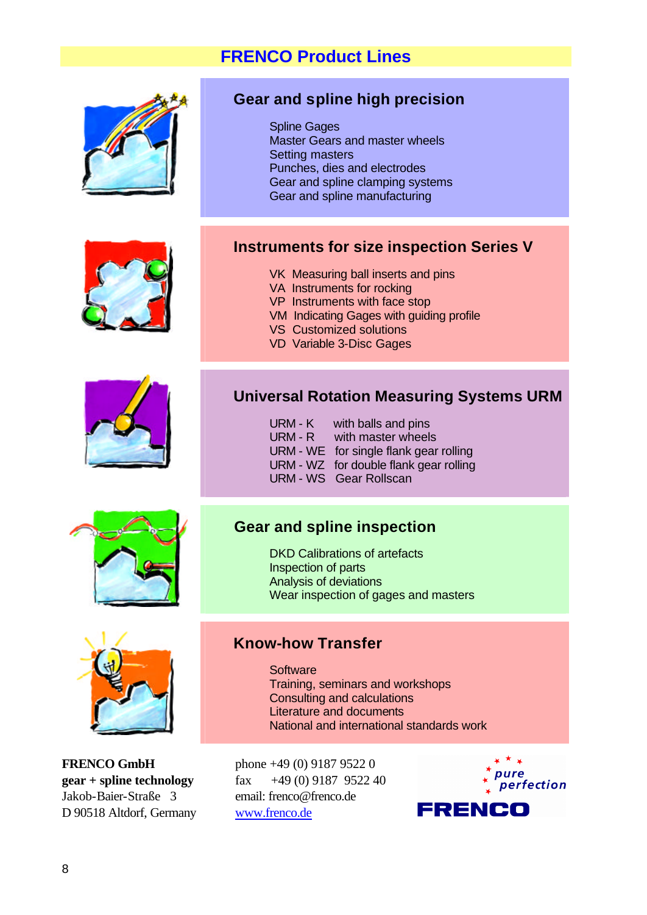# FRENCO Product Lines

## Gear and spline high precision

- Spline Gages
- Master Gears and master wheels
- Setting masters
- Punches, dies and electrodes
- Gear and spline clamping systems
- Gear and spline manufacturing

## Instruments for size inspection Series V

- VK Measuring ball inserts and pins
- VA Instruments for rocking
- VP Instruments with face stop
- VM Indicating Gages with guiding profile
- VS Customized solutions
- VD Variable 3-Disc Gages

## Universal Rotation Measuring Systems URM

- URM - K with balls and pins
- URM - R with master wheels
- URM - WE for single flank gear rolling
- URM - WZ for double flank gear rolling
- URM - WS Gear Rollscan

## Gear and spline inspection

- DKD Calibrations of artefacts
- Inspection of parts
- Analysis of deviations
- Wear inspection of gages and masters

## Know-how Transfer

- Software
- Training, seminars and workshops
- Consulting and calculations
- Literature and documents
- National and international standards work

**FRENCO GmbH**
**gear + spline technology**
Jakob-Baier-Straße 3
D 90518 Altdorf, Germany

phone +49 (0) 9187 9522 0
fax +49 (0) 9187 9522 40
email: frenco@frenco.de
www.frenco.de

pure perfection
FRENCO